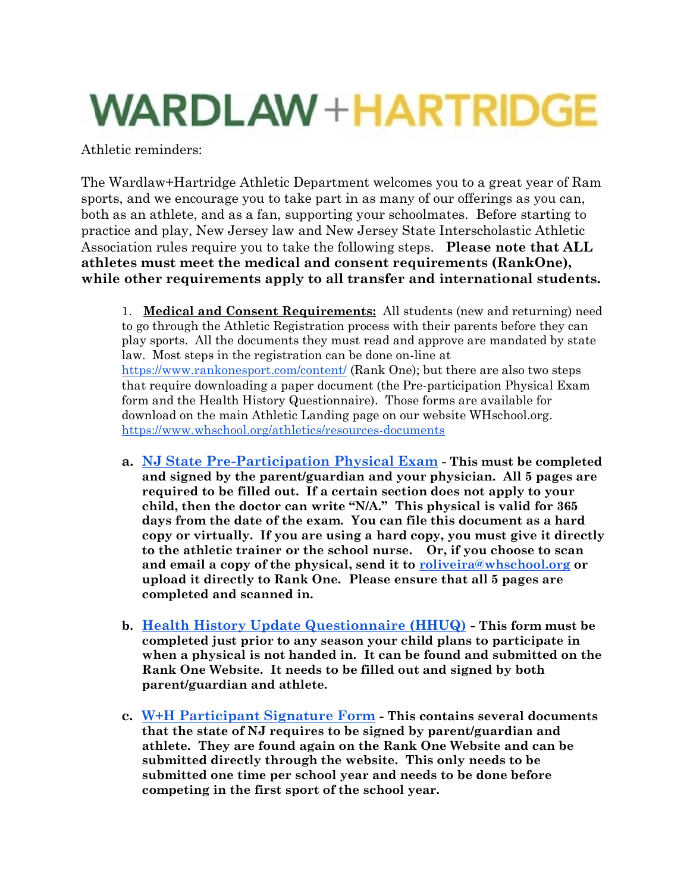# WARDLAW+HARTRIDGE

Athletic reminders:

The Wardlaw+Hartridge Athletic Department welcomes you to a great year of Ram sports, and we encourage you to take part in as many of our offerings as you can, both as an athlete, and as a fan, supporting your schoolmates. Before starting to practice and play, New Jersey law and New Jersey State Interscholastic Athletic Association rules require you to take the following steps. **Please note that ALL athletes must meet the medical and consent requirements (RankOne), while other requirements apply to all transfer and international students.**

1. **Medical and Consent Requirements:** All students (new and returning) need to go through the Athletic Registration process with their parents before they can play sports. All the documents they must read and approve are mandated by state law. Most steps in the registration can be done on-line at https://www.rankonesport.com/content/ (Rank One); but there are also two steps that require downloading a paper document (the Pre-participation Physical Exam form and the Health History Questionnaire). Those forms are available for download on the main Athletic Landing page on our website WHschool.org. https://www.whschool.org/athletics/resources-documents

   a. **NJ State Pre-Participation Physical Exam - This must be completed and signed by the parent/guardian and your physician. All 5 pages are required to be filled out. If a certain section does not apply to your child, then the doctor can write "N/A." This physical is valid for 365 days from the date of the exam. You can file this document as a hard copy or virtually. If you are using a hard copy, you must give it directly to the athletic trainer or the school nurse. Or, if you choose to scan and email a copy of the physical, send it to roliveira@whschool.org or upload it directly to Rank One. Please ensure that all 5 pages are completed and scanned in.**

   b. **Health History Update Questionnaire (HHUQ) - This form must be completed just prior to any season your child plans to participate in when a physical is not handed in. It can be found and submitted on the Rank One Website. It needs to be filled out and signed by both parent/guardian and athlete.**

   c. **W+H Participant Signature Form - This contains several documents that the state of NJ requires to be signed by parent/guardian and athlete. They are found again on the Rank One Website and can be submitted directly through the website. This only needs to be submitted one time per school year and needs to be done before competing in the first sport of the school year.**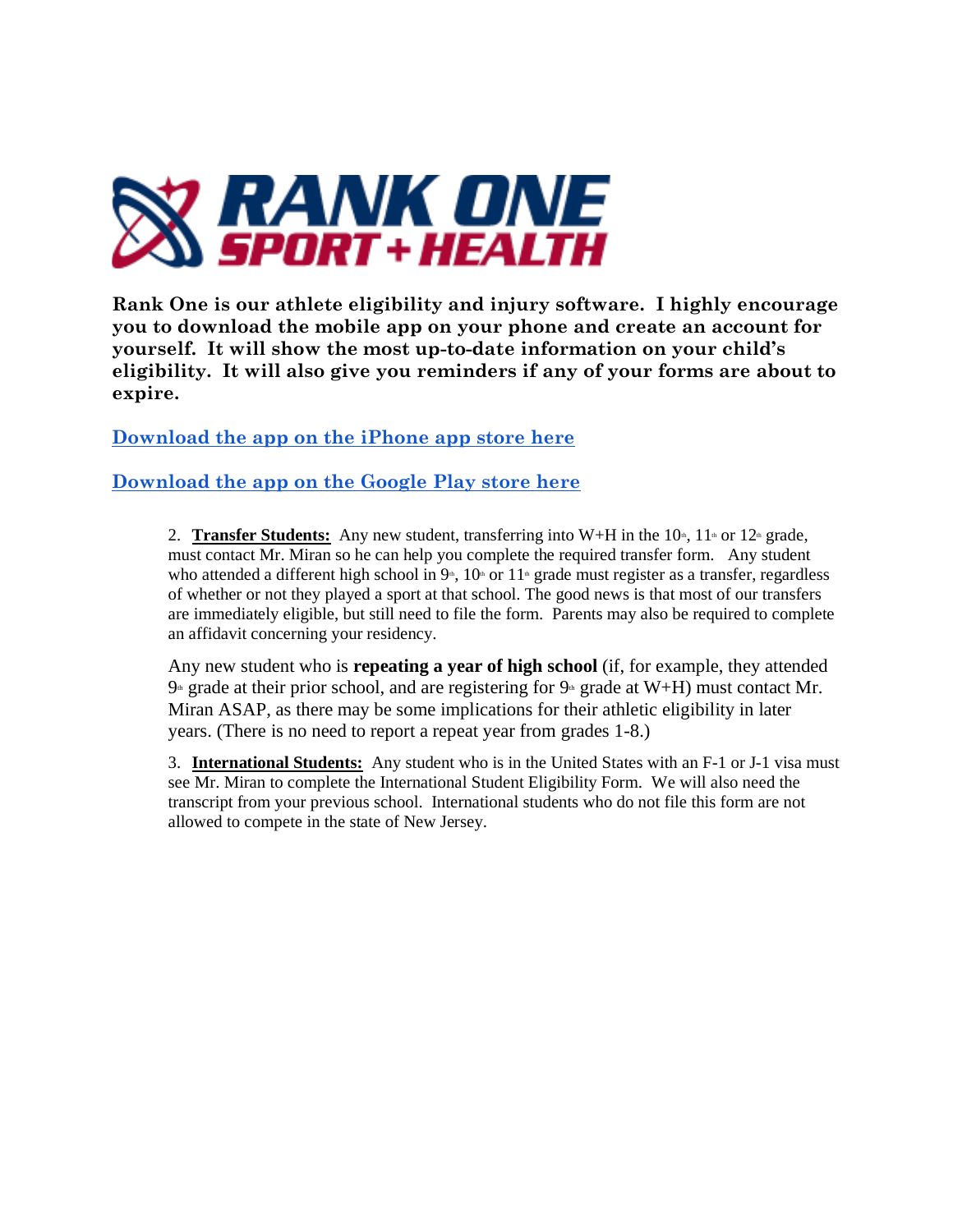**Rank One is our athlete eligibility and injury software. I highly encourage you to download the mobile app on your phone and create an account for yourself. It will show the most up-to-date information on your child's eligibility. It will also give you reminders if any of your forms are about to expire.**

**Download the app on the iPhone app store here**

**Download the app on the Google Play store here**

2. **Transfer Students:** Any new student, transferring into W+H in the 10th, 11th or 12th grade, must contact Mr. Miran so he can help you complete the required transfer form. Any student who attended a different high school in 9th, 10th or 11th grade must register as a transfer, regardless of whether or not they played a sport at that school. The good news is that most of our transfers are immediately eligible, but still need to file the form. Parents may also be required to complete an affidavit concerning your residency.

Any new student who is **repeating a year of high school** (if, for example, they attended 9th grade at their prior school, and are registering for 9th grade at W+H) must contact Mr. Miran ASAP, as there may be some implications for their athletic eligibility in later years. (There is no need to report a repeat year from grades 1-8.)

3. **International Students:** Any student who is in the United States with an F-1 or J-1 visa must see Mr. Miran to complete the International Student Eligibility Form. We will also need the transcript from your previous school. International students who do not file this form are not allowed to compete in the state of New Jersey.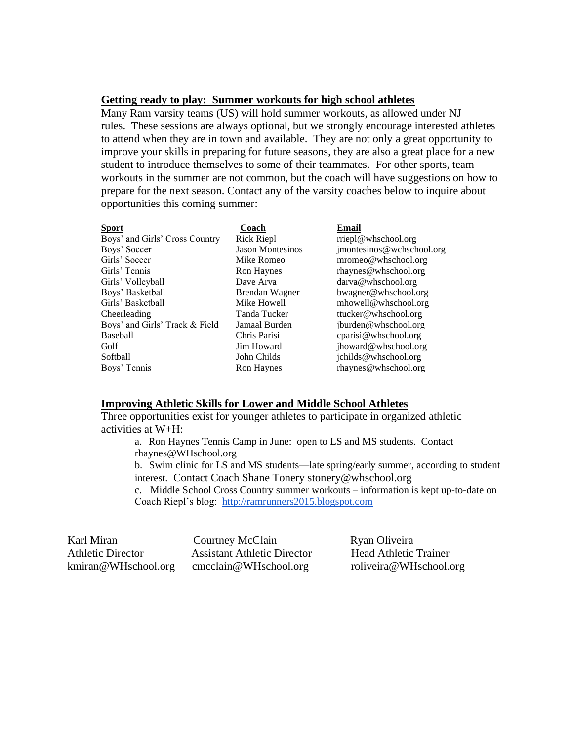## Getting ready to play: Summer workouts for high school athletes

Many Ram varsity teams (US) will hold summer workouts, as allowed under NJ rules. These sessions are always optional, but we strongly encourage interested athletes to attend when they are in town and available. They are not only a great opportunity to improve your skills in preparing for future seasons, they are also a great place for a new student to introduce themselves to some of their teammates. For other sports, team workouts in the summer are not common, but the coach will have suggestions on how to prepare for the next season. Contact any of the varsity coaches below to inquire about opportunities this coming summer:

| Sport | Coach | Email |
|---|---|---|
| Boys' and Girls' Cross Country | Rick Riepl | rriepl@whschool.org |
| Boys' Soccer | Jason Montesinos | jmontesinos@wchschool.org |
| Girls' Soccer | Mike Romeo | mromeo@whschool.org |
| Girls' Tennis | Ron Haynes | rhaynes@whschool.org |
| Girls' Volleyball | Dave Arva | darva@whschool.org |
| Boys' Basketball | Brendan Wagner | bwagner@whschool.org |
| Girls' Basketball | Mike Howell | mhowell@whschool.org |
| Cheerleading | Tanda Tucker | ttucker@whschool.org |
| Boys' and Girls' Track & Field | Jamaal Burden | jburden@whschool.org |
| Baseball | Chris Parisi | cparisi@whschool.org |
| Golf | Jim Howard | jhoward@whschool.org |
| Softball | John Childs | jchilds@whschool.org |
| Boys' Tennis | Ron Haynes | rhaynes@whschool.org |

## Improving Athletic Skills for Lower and Middle School Athletes

Three opportunities exist for younger athletes to participate in organized athletic activities at W+H:

a. Ron Haynes Tennis Camp in June: open to LS and MS students. Contact rhaynes@WHschool.org

b. Swim clinic for LS and MS students—late spring/early summer, according to student interest. Contact Coach Shane Tonery stonery@whschool.org

c. Middle School Cross Country summer workouts – information is kept up-to-date on Coach Riepl's blog: http://ramrunners2015.blogspot.com

Karl Miran
Athletic Director
kmiran@WHschool.org

Courtney McClain
Assistant Athletic Director
cmcclain@WHschool.org

Ryan Oliveira
Head Athletic Trainer
roliveira@WHschool.org